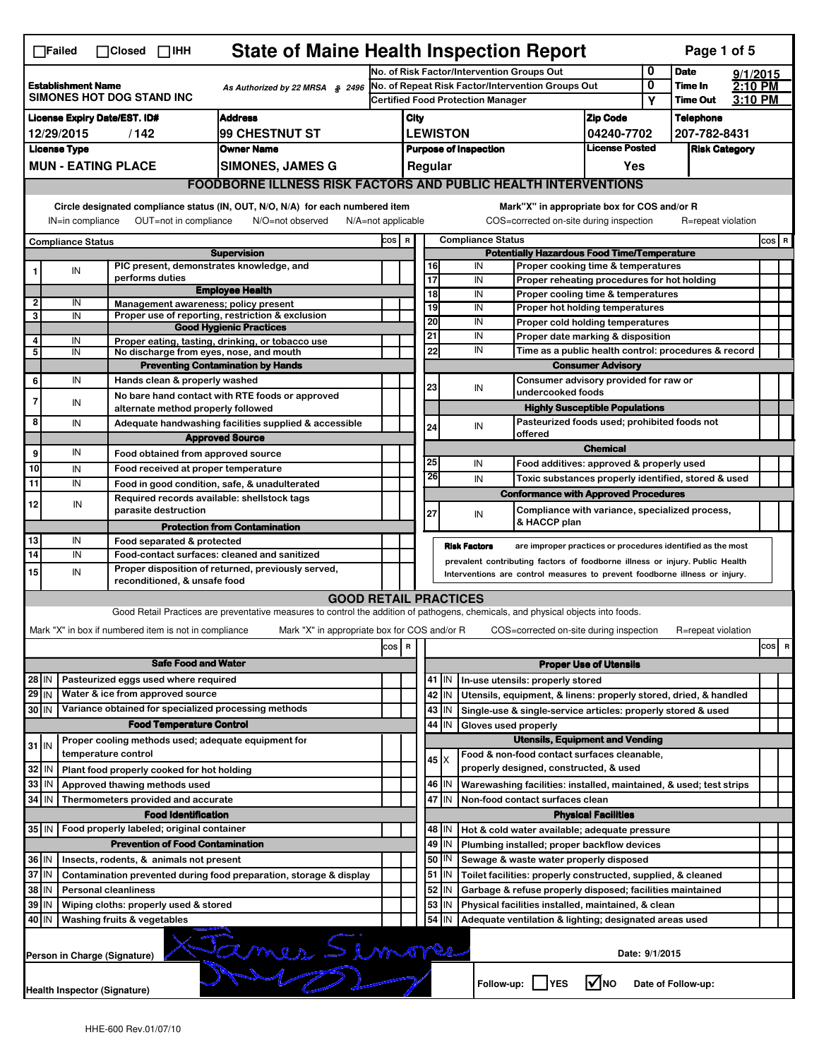☐Failed ☐Closed ☐IHH

# State of Maine Health Inspection Report

| | | | |
|---|---|---|---|
| **Establishment Name** SIMONES HOT DOG STAND INC | As Authorized by 22 MRSA § 2496 | No. of Risk Factor/Intervention Groups Out: 0 | **Date** 9/1/2015 |
| | | No. of Repeat Risk Factor/Intervention Groups Out: 0 | **Time In** 2:10 PM |
| | | Certified Food Protection Manager: Y | **Time Out** 3:10 PM |

| License Expiry Date/EST. ID# | Address | City | Zip Code | Telephone |
|---|---|---|---|---|
| 12/29/2015 / 142 | 99 CHESTNUT ST | LEWISTON | 04240-7702 | 207-782-8431 |

| License Type | Owner Name | Purpose of Inspection | License Posted | Risk Category |
|---|---|---|---|---|
| MUN - EATING PLACE | SIMONES, JAMES G | Regular | Yes | |

## FOODBORNE ILLNESS RISK FACTORS AND PUBLIC HEALTH INTERVENTIONS

Circle designated compliance status (IN, OUT, N/O, N/A) for each numbered item — IN=in compliance, OUT=not in compliance, N/O=not observed, N/A=not applicable

Mark "X" in appropriate box for COS and/or R — COS=corrected on-site during inspection, R=repeat violation

| # | Compliance Status | Item | COS | R |
|---|---|---|---|---|
| | | **Supervision** | | |
| 1 | IN | PIC present, demonstrates knowledge, and performs duties | | |
| | | **Employee Health** | | |
| 2 | IN | Management awareness; policy present | | |
| 3 | IN | Proper use of reporting, restriction & exclusion | | |
| | | **Good Hygienic Practices** | | |
| 4 | IN | Proper eating, tasting, drinking, or tobacco use | | |
| 5 | IN | No discharge from eyes, nose, and mouth | | |
| | | **Preventing Contamination by Hands** | | |
| 6 | IN | Hands clean & properly washed | | |
| 7 | IN | No bare hand contact with RTE foods or approved alternate method properly followed | | |
| 8 | IN | Adequate handwashing facilities supplied & accessible | | |
| | | **Approved Source** | | |
| 9 | IN | Food obtained from approved source | | |
| 10 | IN | Food received at proper temperature | | |
| 11 | IN | Food in good condition, safe, & unadulterated | | |
| 12 | IN | Required records available: shellstock tags parasite destruction | | |
| | | **Protection from Contamination** | | |
| 13 | IN | Food separated & protected | | |
| 14 | IN | Food-contact surfaces: cleaned and sanitized | | |
| 15 | IN | Proper disposition of returned, previously served, reconditioned, & unsafe food | | |
| | | **Potentially Hazardous Food Time/Temperature** | | |
| 16 | IN | Proper cooking time & temperatures | | |
| 17 | IN | Proper reheating procedures for hot holding | | |
| 18 | IN | Proper cooling time & temperatures | | |
| 19 | IN | Proper hot holding temperatures | | |
| 20 | IN | Proper cold holding temperatures | | |
| 21 | IN | Proper date marking & disposition | | |
| 22 | IN | Time as a public health control: procedures & record | | |
| | | **Consumer Advisory** | | |
| 23 | IN | Consumer advisory provided for raw or undercooked foods | | |
| | | **Highly Susceptible Populations** | | |
| 24 | IN | Pasteurized foods used; prohibited foods not offered | | |
| | | **Chemical** | | |
| 25 | IN | Food additives: approved & properly used | | |
| 26 | IN | Toxic substances properly identified, stored & used | | |
| | | **Conformance with Approved Procedures** | | |
| 27 | IN | Compliance with variance, specialized process, & HACCP plan | | |

**Risk Factors** are improper practices or procedures identified as the most prevalent contributing factors of foodborne illness or injury. Public Health Interventions are control measures to prevent foodborne illness or injury.

## GOOD RETAIL PRACTICES

Good Retail Practices are preventative measures to control the addition of pathogens, chemicals, and physical objects into foods.

Mark "X" in box if numbered item is not in compliance — Mark "X" in appropriate box for COS and/or R — COS=corrected on-site during inspection, R=repeat violation

| # | Status | Item | COS | R |
|---|---|---|---|---|
| | | **Safe Food and Water** | | |
| 28 | IN | Pasteurized eggs used where required | | |
| 29 | IN | Water & ice from approved source | | |
| 30 | IN | Variance obtained for specialized processing methods | | |
| | | **Food Temperature Control** | | |
| 31 | IN | Proper cooling methods used; adequate equipment for temperature control | | |
| 32 | IN | Plant food properly cooked for hot holding | | |
| 33 | IN | Approved thawing methods used | | |
| 34 | IN | Thermometers provided and accurate | | |
| | | **Food Identification** | | |
| 35 | IN | Food properly labeled; original container | | |
| | | **Prevention of Food Contamination** | | |
| 36 | IN | Insects, rodents, & animals not present | | |
| 37 | IN | Contamination prevented during food preparation, storage & display | | |
| 38 | IN | Personal cleanliness | | |
| 39 | IN | Wiping cloths: properly used & stored | | |
| 40 | IN | Washing fruits & vegetables | | |
| | | **Proper Use of Utensils** | | |
| 41 | IN | In-use utensils: properly stored | | |
| 42 | IN | Utensils, equipment, & linens: properly stored, dried, & handled | | |
| 43 | IN | Single-use & single-service articles: properly stored & used | | |
| 44 | IN | Gloves used properly | | |
| | | **Utensils, Equipment and Vending** | | |
| 45 | X | Food & non-food contact surfaces cleanable, properly designed, constructed, & used | | |
| 46 | IN | Warewashing facilities: installed, maintained, & used; test strips | | |
| 47 | IN | Non-food contact surfaces clean | | |
| | | **Physical Facilities** | | |
| 48 | IN | Hot & cold water available; adequate pressure | | |
| 49 | IN | Plumbing installed; proper backflow devices | | |
| 50 | IN | Sewage & waste water properly disposed | | |
| 51 | IN | Toilet facilities: properly constructed, supplied, & cleaned | | |
| 52 | IN | Garbage & refuse properly disposed; facilities maintained | | |
| 53 | IN | Physical facilities installed, maintained, & clean | | |
| 54 | IN | Adequate ventilation & lighting; designated areas used | | |

Person in Charge (Signature): X James Simones — Date: 9/1/2015

Health Inspector (Signature): [signature]

Follow-up: ☐ YES ☑ NO — Date of Follow-up:

HHE-600 Rev.01/07/10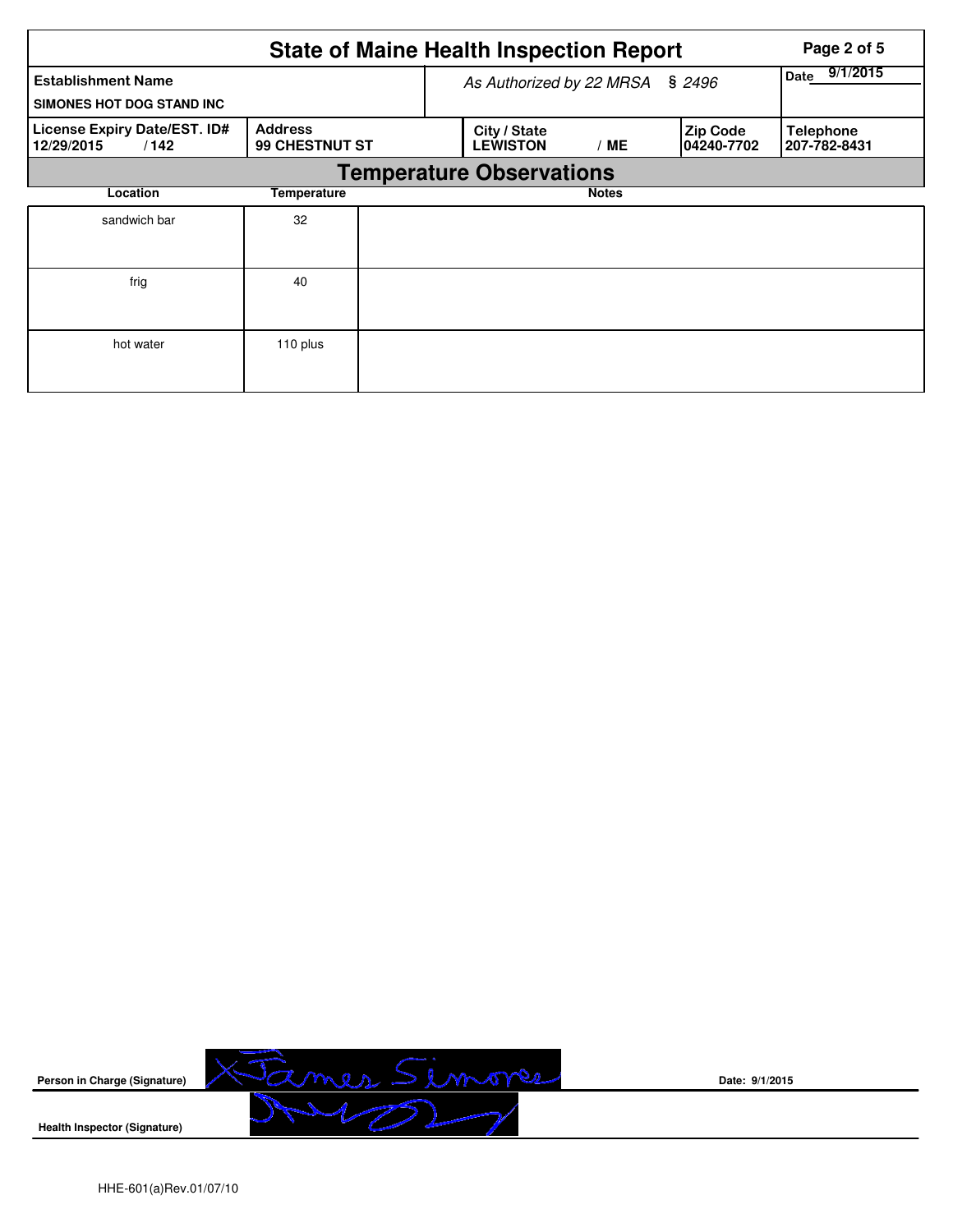# State of Maine Health Inspection Report

| Establishment Name | As Authorized by 22 MRSA § 2496 | | | Date 9/1/2015 |
|---|---|---|---|---|
| SIMONES HOT DOG STAND INC | | | | |
| **License Expiry Date/EST. ID#** 12/29/2015 / 142 | **Address** 99 CHESTNUT ST | **City / State** LEWISTON / ME | **Zip Code** 04240-7702 | **Telephone** 207-782-8431 |

## Temperature Observations

| Location | Temperature | Notes |
|---|---|---|
| sandwich bar | 32 | |
| frig | 40 | |
| hot water | 110 plus | |

**Person in Charge (Signature)** X James Simones  **Date:** 9/1/2015

**Health Inspector (Signature)**

HHE-601(a)Rev.01/07/10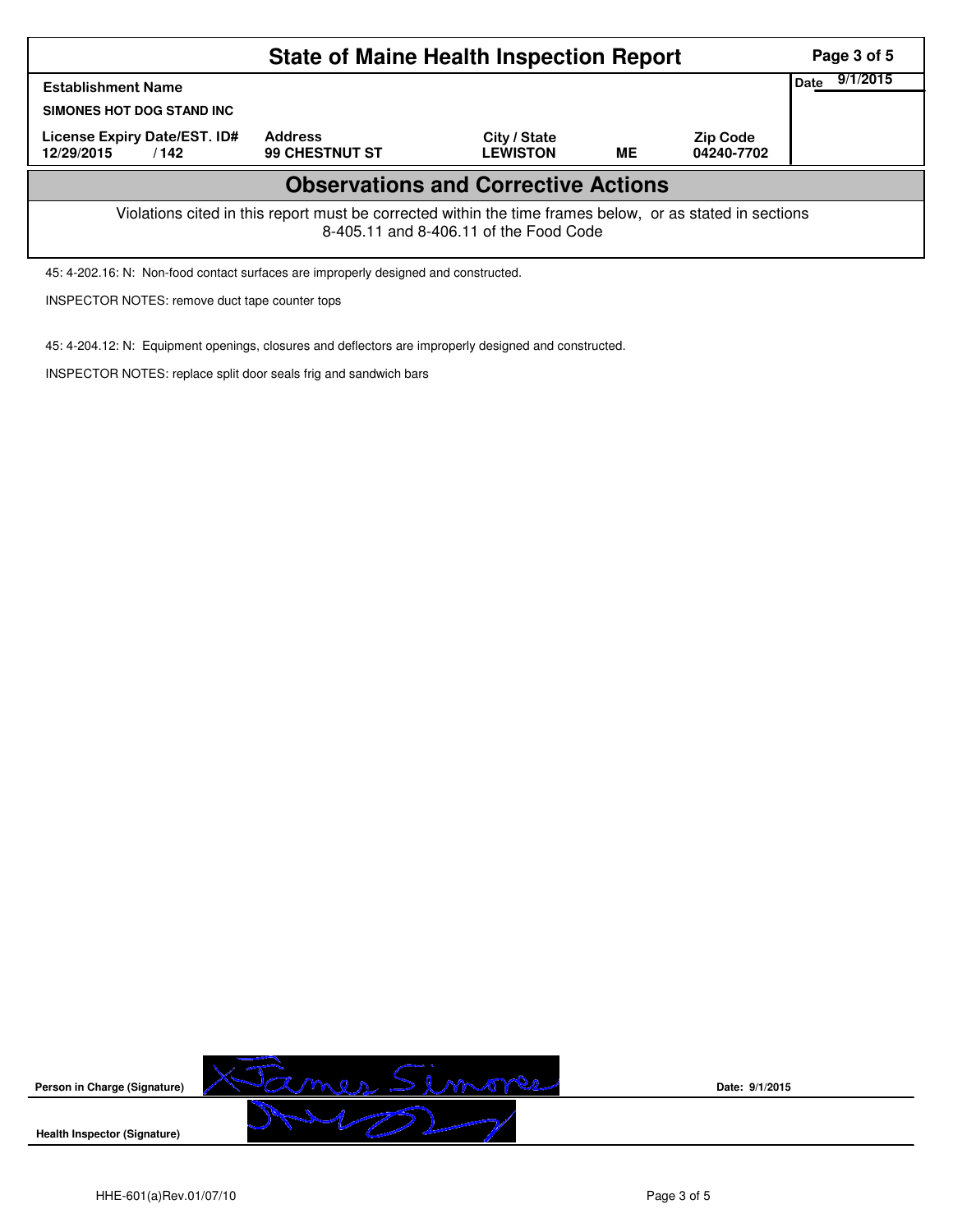# State of Maine Health Inspection Report

| Establishment Name | | | | | Date 9/1/2015 |
|---|---|---|---|---|---|
| SIMONES HOT DOG STAND INC | | | | | |
| License Expiry Date/EST. ID# | Address | City / State | | Zip Code | |
| 12/29/2015 / 142 | 99 CHESTNUT ST | LEWISTON | ME | 04240-7702 | |

## Observations and Corrective Actions

Violations cited in this report must be corrected within the time frames below, or as stated in sections 8-405.11 and 8-406.11 of the Food Code

45: 4-202.16: N: Non-food contact surfaces are improperly designed and constructed.

INSPECTOR NOTES: remove duct tape counter tops

45: 4-204.12: N: Equipment openings, closures and deflectors are improperly designed and constructed.

INSPECTOR NOTES: replace split door seals frig and sandwich bars

Person in Charge (Signature) X James Simones

Date: 9/1/2015

Health Inspector (Signature)

HHE-601(a)Rev.01/07/10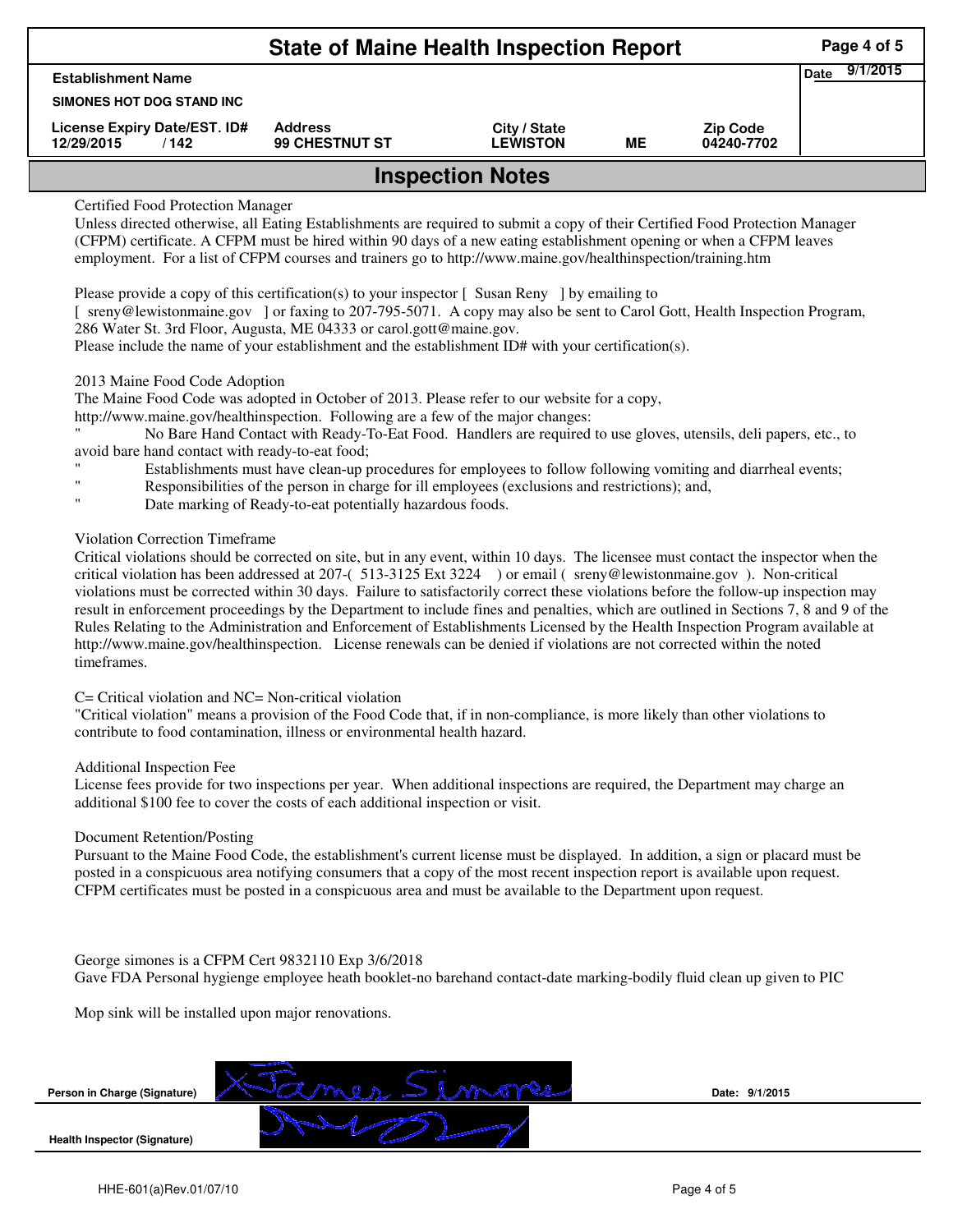# State of Maine Health Inspection Report

| Establishment Name | | | | | Date 9/1/2015 |
|---|---|---|---|---|---|
| SIMONES HOT DOG STAND INC | | | | | |
| License Expiry Date/EST. ID# | Address | City / State | | Zip Code | |
| 12/29/2015 / 142 | 99 CHESTNUT ST | LEWISTON | ME | 04240-7702 | |

## Inspection Notes

Certified Food Protection Manager

Unless directed otherwise, all Eating Establishments are required to submit a copy of their Certified Food Protection Manager (CFPM) certificate. A CFPM must be hired within 90 days of a new eating establishment opening or when a CFPM leaves employment. For a list of CFPM courses and trainers go to http://www.maine.gov/healthinspection/training.htm

Please provide a copy of this certification(s) to your inspector [ Susan Reny ] by emailing to [ sreny@lewistonmaine.gov ] or faxing to 207-795-5071. A copy may also be sent to Carol Gott, Health Inspection Program, 286 Water St. 3rd Floor, Augusta, ME 04333 or carol.gott@maine.gov.
Please include the name of your establishment and the establishment ID# with your certification(s).

2013 Maine Food Code Adoption

The Maine Food Code was adopted in October of 2013. Please refer to our website for a copy, http://www.maine.gov/healthinspection. Following are a few of the major changes:

" No Bare Hand Contact with Ready-To-Eat Food. Handlers are required to use gloves, utensils, deli papers, etc., to avoid bare hand contact with ready-to-eat food;
" Establishments must have clean-up procedures for employees to follow following vomiting and diarrheal events;
" Responsibilities of the person in charge for ill employees (exclusions and restrictions); and,
" Date marking of Ready-to-eat potentially hazardous foods.

Violation Correction Timeframe

Critical violations should be corrected on site, but in any event, within 10 days. The licensee must contact the inspector when the critical violation has been addressed at 207-( 513-3125 Ext 3224 ) or email ( sreny@lewistonmaine.gov ). Non-critical violations must be corrected within 30 days. Failure to satisfactorily correct these violations before the follow-up inspection may result in enforcement proceedings by the Department to include fines and penalties, which are outlined in Sections 7, 8 and 9 of the Rules Relating to the Administration and Enforcement of Establishments Licensed by the Health Inspection Program available at http://www.maine.gov/healthinspection. License renewals can be denied if violations are not corrected within the noted timeframes.

C= Critical violation and NC= Non-critical violation

"Critical violation" means a provision of the Food Code that, if in non-compliance, is more likely than other violations to contribute to food contamination, illness or environmental health hazard.

Additional Inspection Fee

License fees provide for two inspections per year. When additional inspections are required, the Department may charge an additional $100 fee to cover the costs of each additional inspection or visit.

Document Retention/Posting

Pursuant to the Maine Food Code, the establishment's current license must be displayed. In addition, a sign or placard must be posted in a conspicuous area notifying consumers that a copy of the most recent inspection report is available upon request. CFPM certificates must be posted in a conspicuous area and must be available to the Department upon request.

George simones is a CFPM Cert 9832110 Exp 3/6/2018
Gave FDA Personal hygienge employee heath booklet-no barehand contact-date marking-bodily fluid clean up given to PIC

Mop sink will be installed upon major renovations.

Person in Charge (Signature): X James Simones    Date: 9/1/2015

Health Inspector (Signature): [signature]

HHE-601(a)Rev.01/07/10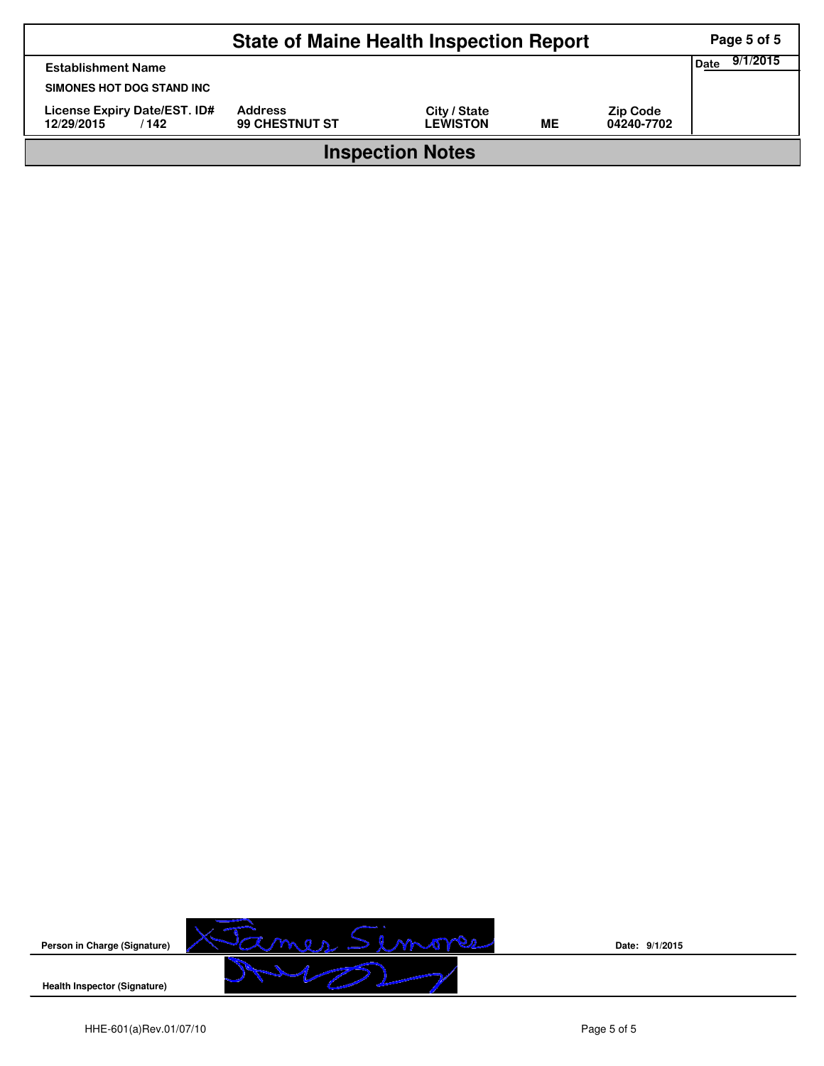# State of Maine Health Inspection Report

| Establishment Name | | | | | Date 9/1/2015 |
|---|---|---|---|---|---|
| SIMONES HOT DOG STAND INC | | | | | |
| License Expiry Date/EST. ID# | Address | City / State | | Zip Code | |
| 12/29/2015 / 142 | 99 CHESTNUT ST | LEWISTON | ME | 04240-7702 | |

## Inspection Notes

Person in Charge (Signature) X James Simones

Date: 9/1/2015

Health Inspector (Signature)

HHE-601(a)Rev.01/07/10